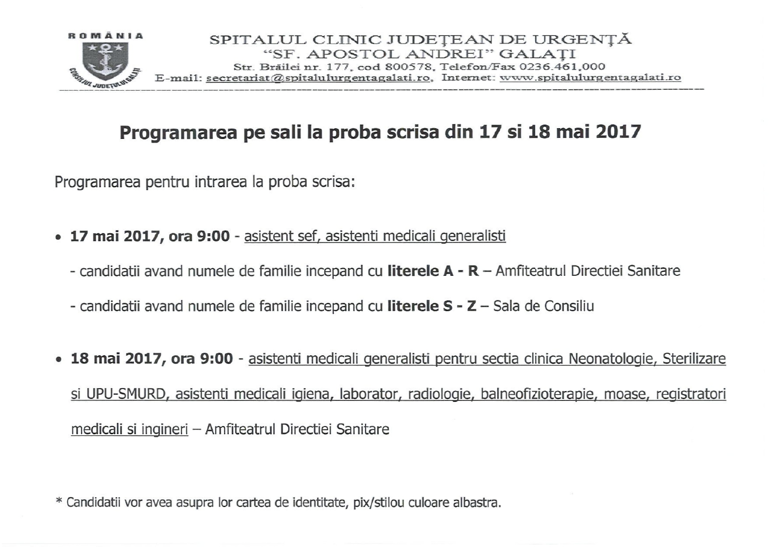ROMÂNIA

CONSILIUL JUDEȚULUI GALAȚI

SPITALUL CLINIC JUDEȚEAN DE URGENȚĂ
"SF. APOSTOL ANDREI" GALAȚI
Str. Brăilei nr. 177, cod 800578, Telefon/Fax 0236.461.000
E-mail: secretariat@spitalulurgentagalati.ro, Internet: www.spitalulurgentagalati.ro

# Programarea pe sali la proba scrisa din 17 si 18 mai 2017

Programarea pentru intrarea la proba scrisa:

- **17 mai 2017, ora 9:00** - asistent sef, asistenti medicali generalisti
  - candidatii avand numele de familie incepand cu **literele A - R** – Amfiteatrul Directiei Sanitare
  - candidatii avand numele de familie incepand cu **literele S - Z** – Sala de Consiliu

- **18 mai 2017, ora 9:00** - asistenti medicali generalisti pentru sectia clinica Neonatologie, Sterilizare si UPU-SMURD, asistenti medicali igiena, laborator, radiologie, balneofizioterapie, moase, registratori medicali si ingineri – Amfiteatrul Directiei Sanitare

\* Candidatii vor avea asupra lor cartea de identitate, pix/stilou culoare albastra.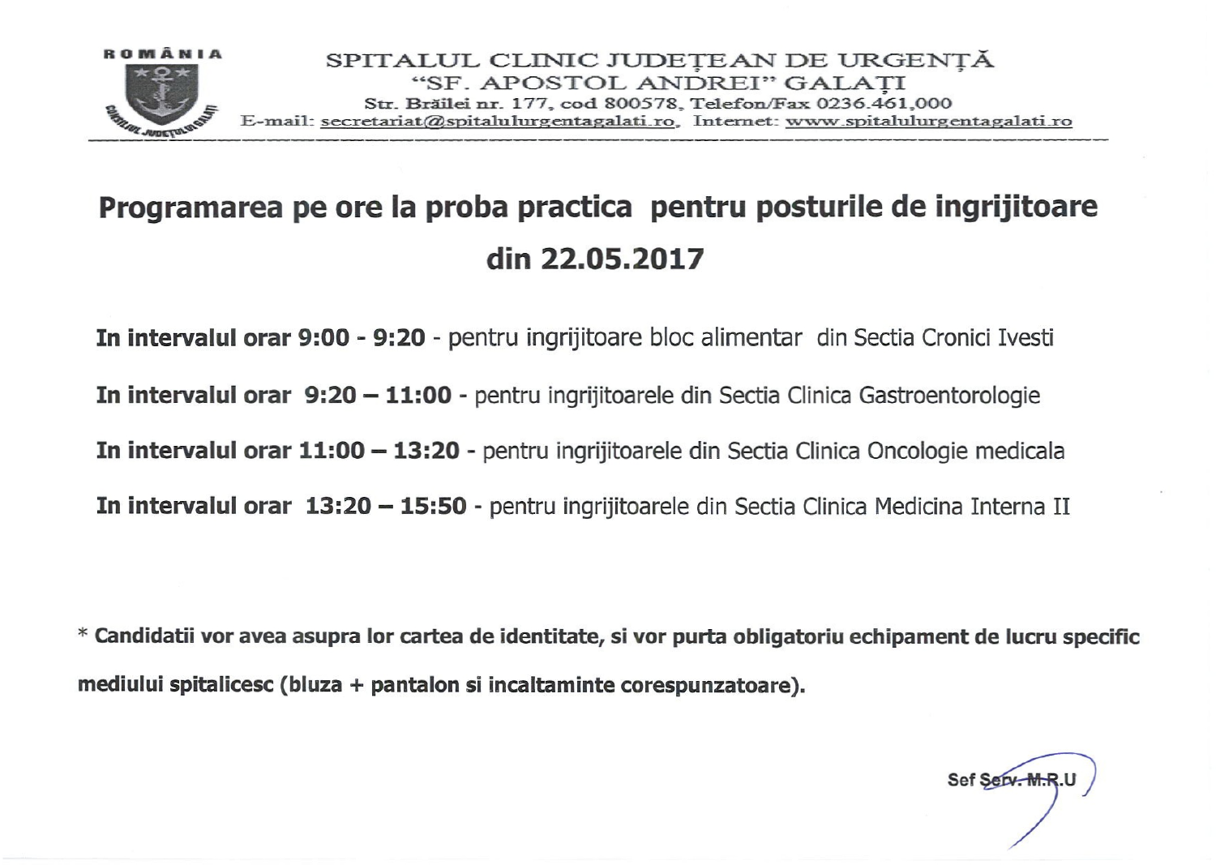ROMÂNIA

SPITALUL CLINIC JUDEȚEAN DE URGENȚĂ
"SF. APOSTOL ANDREI" GALAȚI
Str. Brăilei nr. 177, cod 800578, Telefon/Fax 0236.461.000
E-mail: secretariat@spitalulurgentagalati.ro, Internet: www.spitalulurgentagalati.ro

# Programarea pe ore la proba practica pentru posturile de ingrijitoare din 22.05.2017

**In intervalul orar 9:00 - 9:20** - pentru ingrijitoare bloc alimentar din Sectia Cronici Ivesti

**In intervalul orar 9:20 – 11:00** - pentru ingrijitoarele din Sectia Clinica Gastroentorologie

**In intervalul orar 11:00 – 13:20** - pentru ingrijitoarele din Sectia Clinica Oncologie medicala

**In intervalul orar 13:20 – 15:50** - pentru ingrijitoarele din Sectia Clinica Medicina Interna II

\* **Candidatii vor avea asupra lor cartea de identitate, si vor purta obligatoriu echipament de lucru specific mediului spitalicesc (bluza + pantalon si incaltaminte corespunzatoare).**

Sef Serv. M.R.U